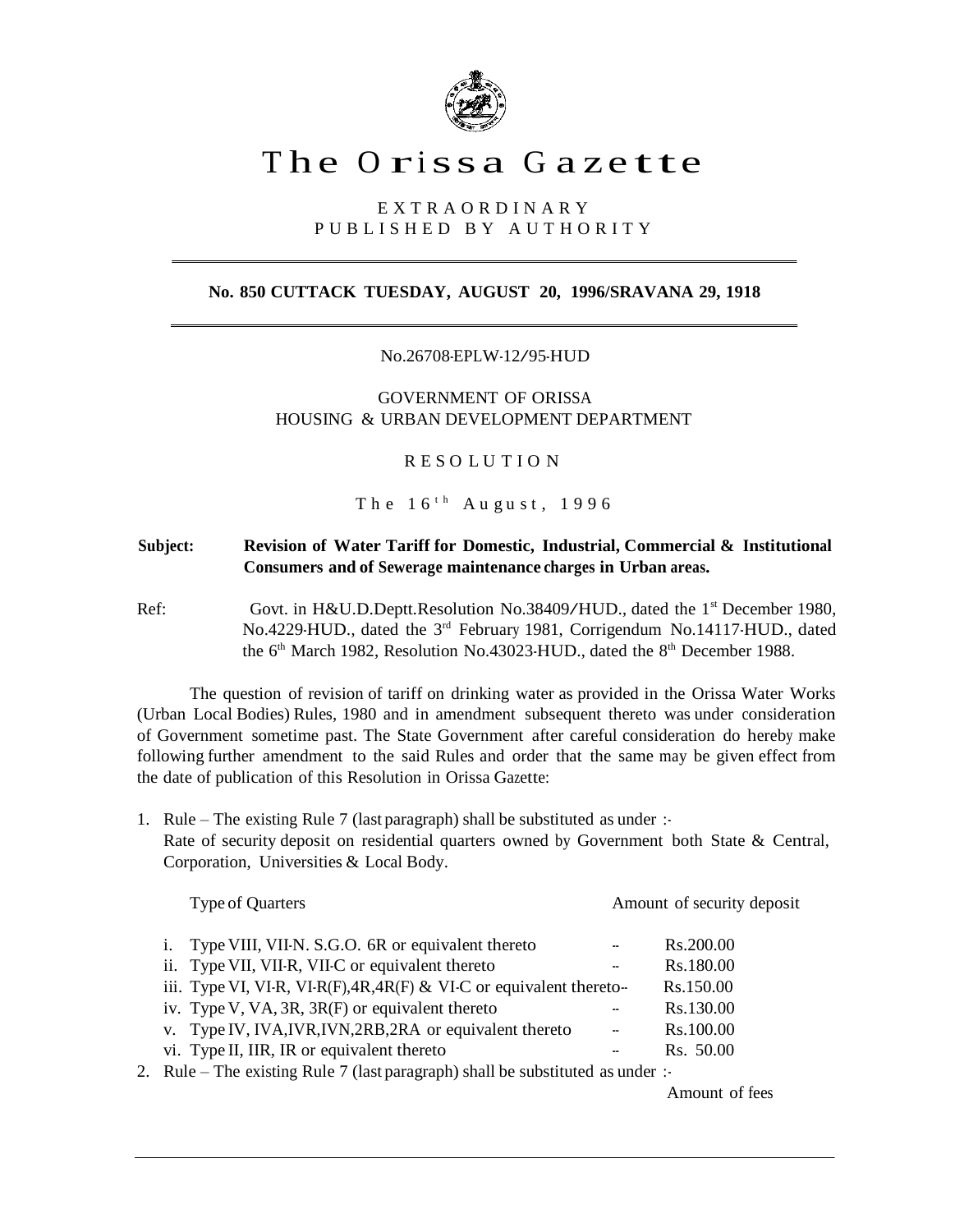# The Orissa Gazette

EXTRAORDINARY
PUBLISHED BY AUTHORITY

**No. 850 CUTTACK TUESDAY, AUGUST 20, 1996/SRAVANA 29, 1918**

No.26708-EPLW-12/95-HUD

GOVERNMENT OF ORISSA
HOUSING & URBAN DEVELOPMENT DEPARTMENT

RESOLUTION

The 16th August, 1996

**Subject: Revision of Water Tariff for Domestic, Industrial, Commercial & Institutional Consumers and of Sewerage maintenance charges in Urban areas.**

Ref: Govt. in H&U.D.Deptt.Resolution No.38409/HUD., dated the 1st December 1980, No.4229-HUD., dated the 3rd February 1981, Corrigendum No.14117-HUD., dated the 6th March 1982, Resolution No.43023-HUD., dated the 8th December 1988.

The question of revision of tariff on drinking water as provided in the Orissa Water Works (Urban Local Bodies) Rules, 1980 and in amendment subsequent thereto was under consideration of Government sometime past. The State Government after careful consideration do hereby make following further amendment to the said Rules and order that the same may be given effect from the date of publication of this Resolution in Orissa Gazette:

1. Rule – The existing Rule 7 (last paragraph) shall be substituted as under :-
   Rate of security deposit on residential quarters owned by Government both State & Central, Corporation, Universities & Local Body.

| Type of Quarters | | Amount of security deposit |
|---|---|---|
| i. Type VIII, VII-N. S.G.O. 6R or equivalent thereto | -- | Rs.200.00 |
| ii. Type VII, VII-R, VII-C or equivalent thereto | -- | Rs.180.00 |
| iii. Type VI, VI-R, VI-R(F),4R,4R(F) & VI-C or equivalent thereto | -- | Rs.150.00 |
| iv. Type V, VA, 3R, 3R(F) or equivalent thereto | -- | Rs.130.00 |
| v. Type IV, IVA,IVR,IVN,2RB,2RA or equivalent thereto | -- | Rs.100.00 |
| vi. Type II, IIR, IR or equivalent thereto | -- | Rs. 50.00 |

2. Rule – The existing Rule 7 (last paragraph) shall be substituted as under :-

Amount of fees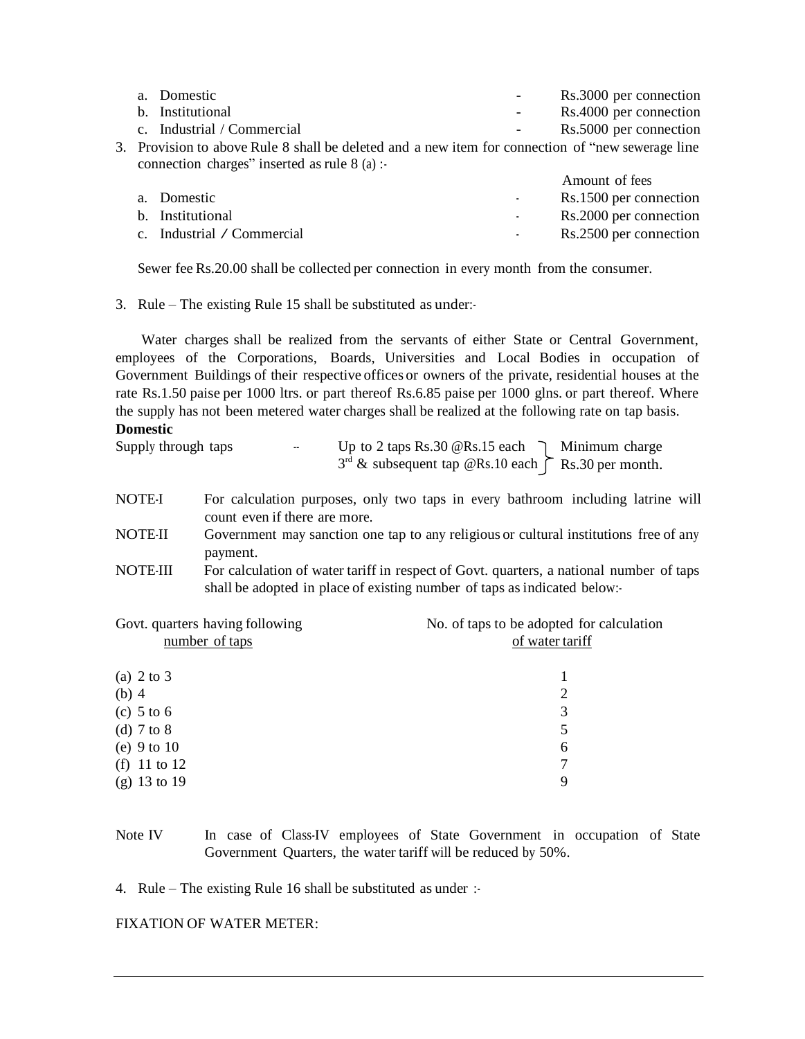a. Domestic - Rs.3000 per connection
b. Institutional - Rs.4000 per connection
c. Industrial / Commercial - Rs.5000 per connection

3. Provision to above Rule 8 shall be deleted and a new item for connection of "new sewerage line connection charges" inserted as rule 8 (a) :-

| | | Amount of fees |
|---|---|---|
| a. Domestic | - | Rs.1500 per connection |
| b. Institutional | - | Rs.2000 per connection |
| c. Industrial / Commercial | - | Rs.2500 per connection |

Sewer fee Rs.20.00 shall be collected per connection in every month from the consumer.

3. Rule – The existing Rule 15 shall be substituted as under:-

Water charges shall be realized from the servants of either State or Central Government, employees of the Corporations, Boards, Universities and Local Bodies in occupation of Government Buildings of their respective offices or owners of the private, residential houses at the rate Rs.1.50 paise per 1000 ltrs. or part thereof Rs.6.85 paise per 1000 glns. or part thereof. Where the supply has not been metered water charges shall be realized at the following rate on tap basis.

**Domestic**

Supply through taps -- Up to 2 taps Rs.30 @Rs.15 each; 3rd & subsequent tap @Rs.10 each } Minimum charge Rs.30 per month.

NOTE-I For calculation purposes, only two taps in every bathroom including latrine will count even if there are more.

NOTE-II Government may sanction one tap to any religious or cultural institutions free of any payment.

NOTE-III For calculation of water tariff in respect of Govt. quarters, a national number of taps shall be adopted in place of existing number of taps as indicated below:-

| Govt. quarters having following number of taps | No. of taps to be adopted for calculation of water tariff |
|---|---|
| (a) 2 to 3 | 1 |
| (b) 4 | 2 |
| (c) 5 to 6 | 3 |
| (d) 7 to 8 | 5 |
| (e) 9 to 10 | 6 |
| (f) 11 to 12 | 7 |
| (g) 13 to 19 | 9 |

Note IV In case of Class-IV employees of State Government in occupation of State Government Quarters, the water tariff will be reduced by 50%.

4. Rule – The existing Rule 16 shall be substituted as under :-

FIXATION OF WATER METER: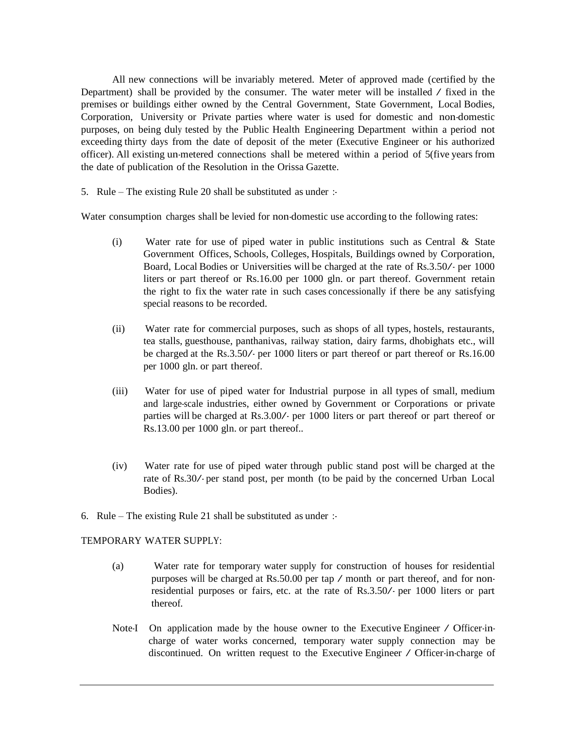All new connections will be invariably metered. Meter of approved made (certified by the Department) shall be provided by the consumer. The water meter will be installed / fixed in the premises or buildings either owned by the Central Government, State Government, Local Bodies, Corporation, University or Private parties where water is used for domestic and non-domestic purposes, on being duly tested by the Public Health Engineering Department within a period not exceeding thirty days from the date of deposit of the meter (Executive Engineer or his authorized officer). All existing un-metered connections shall be metered within a period of 5(five years from the date of publication of the Resolution in the Orissa Gazette.

5. Rule – The existing Rule 20 shall be substituted as under :-

Water consumption charges shall be levied for non-domestic use according to the following rates:

(i) Water rate for use of piped water in public institutions such as Central & State Government Offices, Schools, Colleges, Hospitals, Buildings owned by Corporation, Board, Local Bodies or Universities will be charged at the rate of Rs.3.50/- per 1000 liters or part thereof or Rs.16.00 per 1000 gln. or part thereof. Government retain the right to fix the water rate in such cases concessionally if there be any satisfying special reasons to be recorded.

(ii) Water rate for commercial purposes, such as shops of all types, hostels, restaurants, tea stalls, guesthouse, panthanivas, railway station, dairy farms, dhobighats etc., will be charged at the Rs.3.50/- per 1000 liters or part thereof or part thereof or Rs.16.00 per 1000 gln. or part thereof.

(iii) Water for use of piped water for Industrial purpose in all types of small, medium and large-scale industries, either owned by Government or Corporations or private parties will be charged at Rs.3.00/- per 1000 liters or part thereof or part thereof or Rs.13.00 per 1000 gln. or part thereof..

(iv) Water rate for use of piped water through public stand post will be charged at the rate of Rs.30/- per stand post, per month (to be paid by the concerned Urban Local Bodies).

6. Rule – The existing Rule 21 shall be substituted as under :-

TEMPORARY WATER SUPPLY:

(a) Water rate for temporary water supply for construction of houses for residential purposes will be charged at Rs.50.00 per tap / month or part thereof, and for non-residential purposes or fairs, etc. at the rate of Rs.3.50/- per 1000 liters or part thereof.

Note-I On application made by the house owner to the Executive Engineer / Officer-in-charge of water works concerned, temporary water supply connection may be discontinued. On written request to the Executive Engineer / Officer-in-charge of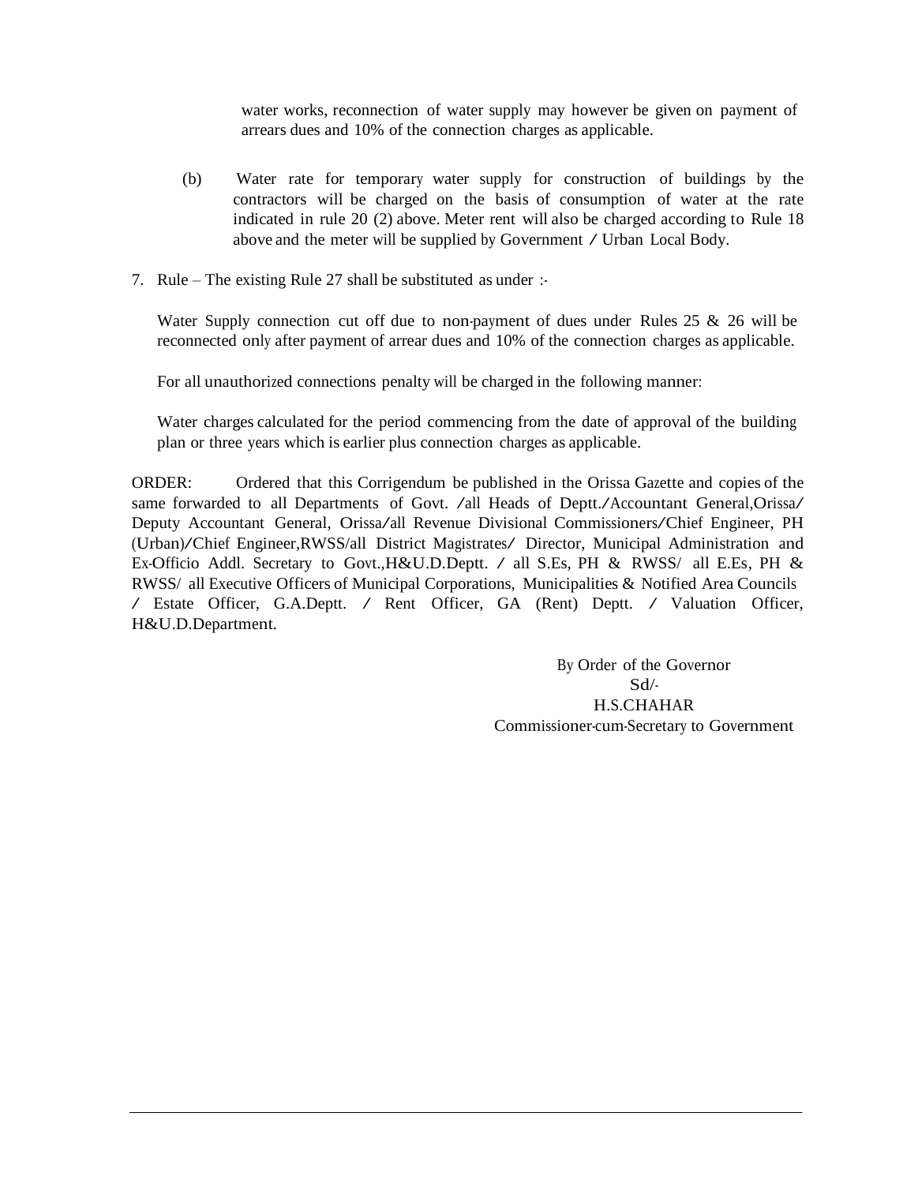water works, reconnection of water supply may however be given on payment of arrears dues and 10% of the connection charges as applicable.

(b) Water rate for temporary water supply for construction of buildings by the contractors will be charged on the basis of consumption of water at the rate indicated in rule 20 (2) above. Meter rent will also be charged according to Rule 18 above and the meter will be supplied by Government / Urban Local Body.

7. Rule – The existing Rule 27 shall be substituted as under :-

   Water Supply connection cut off due to non-payment of dues under Rules 25 & 26 will be reconnected only after payment of arrear dues and 10% of the connection charges as applicable.

   For all unauthorized connections penalty will be charged in the following manner:

   Water charges calculated for the period commencing from the date of approval of the building plan or three years which is earlier plus connection charges as applicable.

ORDER: Ordered that this Corrigendum be published in the Orissa Gazette and copies of the same forwarded to all Departments of Govt. /all Heads of Deptt./Accountant General,Orissa/ Deputy Accountant General, Orissa/all Revenue Divisional Commissioners/Chief Engineer, PH (Urban)/Chief Engineer,RWSS/all District Magistrates/ Director, Municipal Administration and Ex-Officio Addl. Secretary to Govt.,H&U.D.Deptt. / all S.Es, PH & RWSS/ all E.Es, PH & RWSS/ all Executive Officers of Municipal Corporations, Municipalities & Notified Area Councils / Estate Officer, G.A.Deptt. / Rent Officer, GA (Rent) Deptt. / Valuation Officer, H&U.D.Department.

By Order of the Governor  
Sd/-  
H.S.CHAHAR  
Commissioner-cum-Secretary to Government